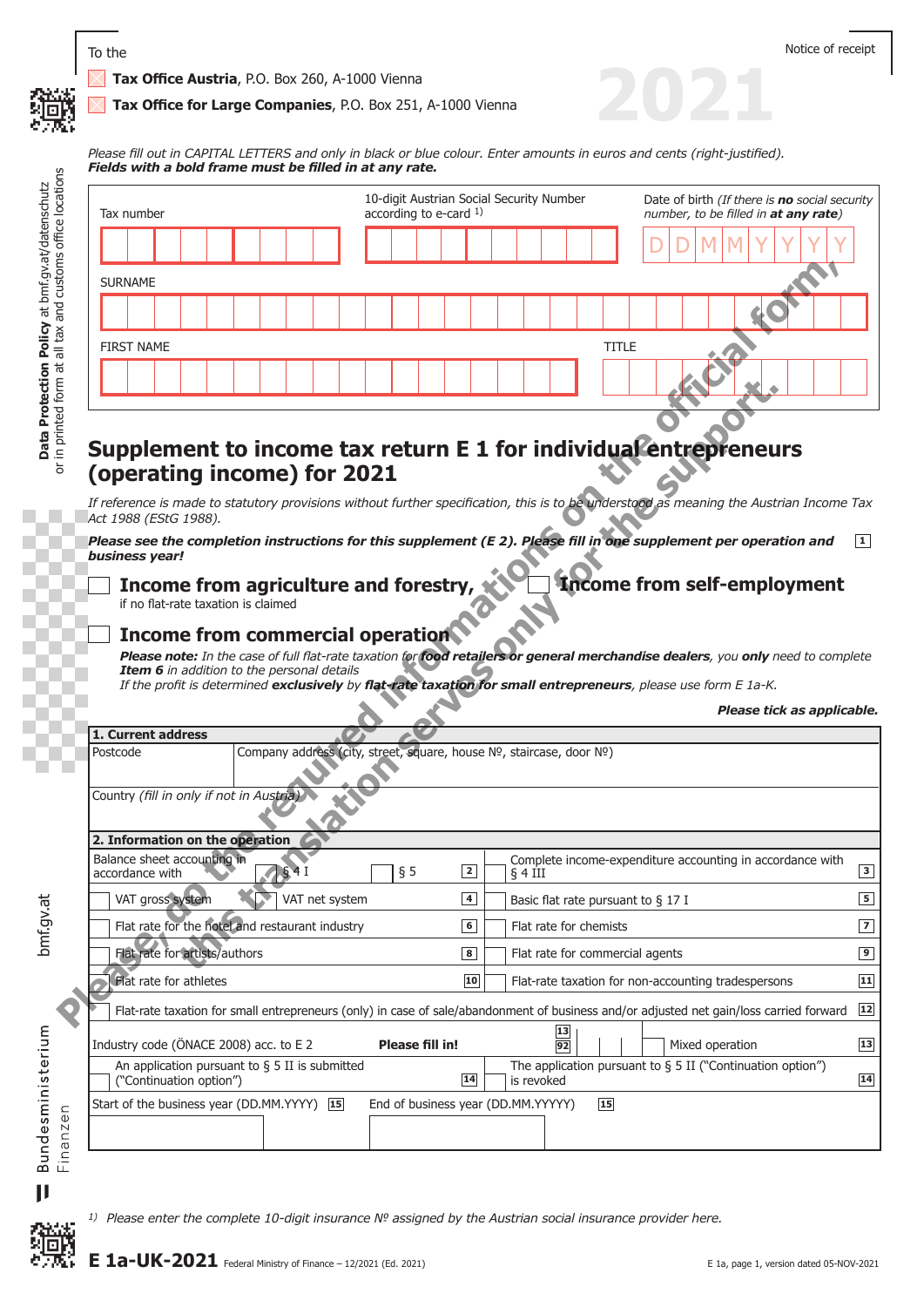To the

Tax Office Austria, P.O. Box 260, A-1000 Vienna

Tax Office for Large Companies, P.O. Box 251, A-1000 Vienna

Notice of receipt

2021

*Please fill out in CAPITAL LETTERS and only in black or blue colour. Enter amounts in euros and cents (right-justified).*
***Fields with a bold frame must be filled in at any rate.***

| Tax number | 10-digit Austrian Social Security Number according to e-card [1] | Date of birth *(If there is **no** social security number, to be filled in **at any rate**)* |
|---|---|---|
| | | D D M M Y Y Y Y |

SURNAME

FIRST NAME | TITLE

Please, do the required informations on the official form, this translation serves only for the support.

# Supplement to income tax return E 1 for individual entrepreneurs (operating income) for 2021

*If reference is made to statutory provisions without further specification, this is to be understood as meaning the Austrian Income Tax Act 1988 (EStG 1988).*

***Please see the completion instructions for this supplement (E 2). Please fill in one supplement per operation and business year!*** 1

- ☐ **Income from agriculture and forestry,** if no flat-rate taxation is claimed
- ☐ **Income from self-employment**
- ☐ **Income from commercial operation**

***Please note:** In the case of full flat-rate taxation for **food retailers or general merchandise dealers**, you **only** need to complete **Item 6** in addition to the personal details*
*If the profit is determined **exclusively** by **flat-rate taxation for small entrepreneurs**, please use form E 1a-K.*

***Please tick as applicable.***

## 1. Current address

| Postcode | Company address (city, street, square, house №, staircase, door №) |
|---|---|
| | |

Country *(fill in only if not in Austria)*

## 2. Information on the operation

| | | | |
|---|---|---|---|
| Balance sheet accounting in accordance with ☐ § 4 I ☐ § 5 | 2 | ☐ Complete income-expenditure accounting in accordance with § 4 III | 3 |
| ☐ VAT gross system ☐ VAT net system | 4 | ☐ Basic flat rate pursuant to § 17 I | 5 |
| ☐ Flat rate for the hotel and restaurant industry | 6 | ☐ Flat rate for chemists | 7 |
| ☐ Flat rate for artists/authors | 8 | ☐ Flat rate for commercial agents | 9 |
| ☐ Flat rate for athletes | 10 | ☐ Flat-rate taxation for non-accounting tradespersons | 11 |
| ☐ Flat-rate taxation for small entrepreneurs (only) in case of sale/abandonment of business and/or adjusted net gain/loss carried forward | | | 12 |
| Industry code (ÖNACE 2008) acc. to E 2 **Please fill in!** | 13 92 | ☐ Mixed operation | 13 |
| ☐ An application pursuant to § 5 II is submitted ("Continuation option") | 14 | ☐ The application pursuant to § 5 II ("Continuation option") is revoked | 14 |
| Start of the business year (DD.MM.YYYY) | 15 | End of business year (DD.MM.YYYY) | 15 |

[1] *Please enter the complete 10-digit insurance № assigned by the Austrian social insurance provider here.*

**E 1a-UK-2021** Federal Ministry of Finance – 12/2021 (Ed. 2021) E 1a, page 1, version dated 05-NOV-2021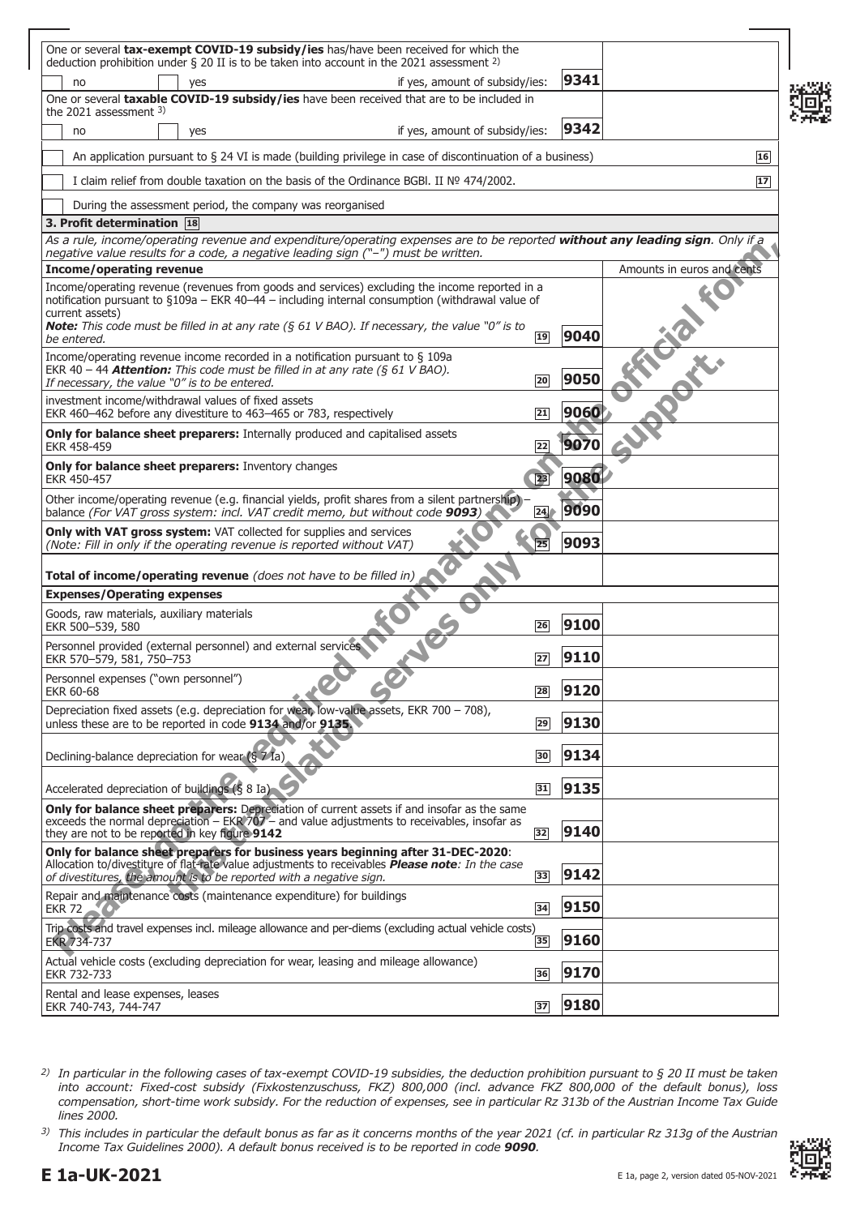| | | |
|---|---|---|
| One or several **tax-exempt COVID-19 subsidy/ies** has/have been received for which the deduction prohibition under § 20 II is to be taken into account in the 2021 assessment [2] | | |
| ☐ no ☐ yes — if yes, amount of subsidy/ies: | **9341** | |
| One or several **taxable COVID-19 subsidy/ies** have been received that are to be included in the 2021 assessment [3] | | |
| ☐ no ☐ yes — if yes, amount of subsidy/ies: | **9342** | |

☐ An application pursuant to § 24 VI is made (building privilege in case of discontinuation of a business) 16

☐ I claim relief from double taxation on the basis of the Ordinance BGBl. II № 474/2002. 17

☐ During the assessment period, the company was reorganised

## 3. Profit determination 18

*As a rule, income/operating revenue and expenditure/operating expenses are to be reported **without any leading sign**. Only if a negative value results for a code, a negative leading sign ("–") must be written.*

| **Income/operating revenue** | | | Amounts in euros and cents |
|---|---|---|---|
| Income/operating revenue (revenues from goods and services) excluding the income reported in a notification pursuant to §109a – EKR 40–44 – including internal consumption (withdrawal value of current assets) ***Note:*** *This code must be filled in at any rate (§ 61 V BAO). If necessary, the value "0" is to be entered.* | 19 | **9040** | |
| Income/operating revenue income recorded in a notification pursuant to § 109a EKR 40 – 44 ***Attention:*** *This code must be filled in at any rate (§ 61 V BAO). If necessary, the value "0" is to be entered.* | 20 | **9050** | |
| investment income/withdrawal values of fixed assets EKR 460–462 before any divestiture to 463–465 or 783, respectively | 21 | **9060** | |
| **Only for balance sheet preparers:** Internally produced and capitalised assets EKR 458-459 | 22 | **9070** | |
| **Only for balance sheet preparers:** Inventory changes EKR 450-457 | 23 | **9080** | |
| Other income/operating revenue (e.g. financial yields, profit shares from a silent partnership) – balance *(For VAT gross system: incl. VAT credit memo, but without code **9093**)* | 24 | **9090** | |
| **Only with VAT gross system:** VAT collected for supplies and services *(Note: Fill in only if the operating revenue is reported without VAT)* | 25 | **9093** | |
| **Total of income/operating revenue** *(does not have to be filled in)* | | | |
| **Expenses/Operating expenses** | | | |
| Goods, raw materials, auxiliary materials EKR 500–539, 580 | 26 | **9100** | |
| Personnel provided (external personnel) and external services EKR 570–579, 581, 750–753 | 27 | **9110** | |
| Personnel expenses ("own personnel") EKR 60-68 | 28 | **9120** | |
| Depreciation fixed assets (e.g. depreciation for wear, low-value assets, EKR 700 – 708), unless these are to be reported in code **9134** and/or **9135** | 29 | **9130** | |
| Declining-balance depreciation for wear (§ 7 Ia) | 30 | **9134** | |
| Accelerated depreciation of buildings (§ 8 Ia) | 31 | **9135** | |
| **Only for balance sheet preparers:** Depreciation of current assets if and insofar as the same exceeds the normal depreciation – EKR 707 – and value adjustments to receivables, insofar as they are not to be reported in key figure **9142** | 32 | **9140** | |
| **Only for balance sheet preparers for business years beginning after 31-DEC-2020**: Allocation to/divestiture of flat-rate value adjustments to receivables ***Please note****: In the case of divestitures, the amount is to be reported with a negative sign.* | 33 | **9142** | |
| Repair and maintenance costs (maintenance expenditure) for buildings EKR 72 | 34 | **9150** | |
| Trip costs and travel expenses incl. mileage allowance and per-diems (excluding actual vehicle costs) EKR 734-737 | 35 | **9160** | |
| Actual vehicle costs (excluding depreciation for wear, leasing and mileage allowance) EKR 732-733 | 36 | **9170** | |
| Rental and lease expenses, leases EKR 740-743, 744-747 | 37 | **9180** | |

[2] *In particular in the following cases of tax-exempt COVID-19 subsidies, the deduction prohibition pursuant to § 20 II must be taken into account: Fixed-cost subsidy (Fixkostenzuschuss, FKZ) 800,000 (incl. advance FKZ 800,000 of the default bonus), loss compensation, short-time work subsidy. For the reduction of expenses, see in particular Rz 313b of the Austrian Income Tax Guide lines 2000.*

[3] *This includes in particular the default bonus as far as it concerns months of the year 2021 (cf. in particular Rz 313g of the Austrian Income Tax Guidelines 2000). A default bonus received is to be reported in code **9090**.*

**E 1a-UK-2021** E 1a, page 2, version dated 05-NOV-2021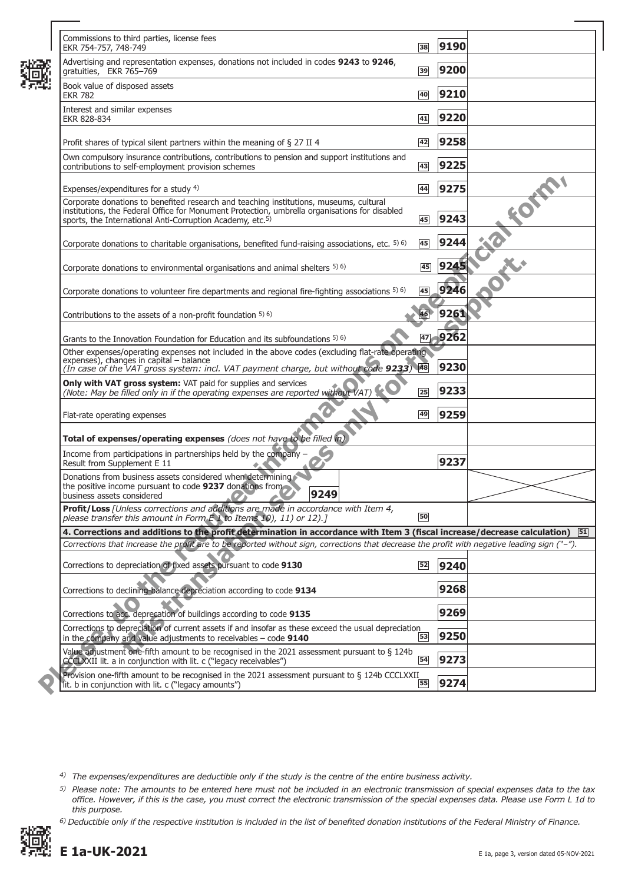| Description | Item | Code | Amount |
|---|---|---|---|
| Commissions to third parties, license fees<br>EKR 754-757, 748-749 | 38 | **9190** | |
| Advertising and representation expenses, donations not included in codes **9243** to **9246**, gratuities, EKR 765–769 | 39 | **9200** | |
| Book value of disposed assets<br>EKR 782 | 40 | **9210** | |
| Interest and similar expenses<br>EKR 828-834 | 41 | **9220** | |
| Profit shares of typical silent partners within the meaning of § 27 II 4 | 42 | **9258** | |
| Own compulsory insurance contributions, contributions to pension and support institutions and contributions to self-employment provision schemes | 43 | **9225** | |
| Expenses/expenditures for a study [4] | 44 | **9275** | |
| Corporate donations to benefited research and teaching institutions, museums, cultural institutions, the Federal Office for Monument Protection, umbrella organisations for disabled sports, the International Anti-Corruption Academy, etc.[5] | 45 | **9243** | |
| Corporate donations to charitable organisations, benefited fund-raising associations, etc. [5) 6)] | 45 | **9244** | |
| Corporate donations to environmental organisations and animal shelters [5) 6)] | 45 | **9245** | |
| Corporate donations to volunteer fire departments and regional fire-fighting associations [5) 6)] | 45 | **9246** | |
| Contributions to the assets of a non-profit foundation [5) 6)] | 46 | **9261** | |
| Grants to the Innovation Foundation for Education and its subfoundations [5) 6)] | 47 | **9262** | |
| Other expenses/operating expenses not included in the above codes (excluding flat-rate operating expenses), changes in capital – balance<br>*(In case of the VAT gross system: incl. VAT payment charge, but without code **9233**)* | 48 | **9230** | |
| **Only with VAT gross system:** VAT paid for supplies and services<br>*(Note: May be filled only in if the operating expenses are reported without VAT)* | 25 | **9233** | |
| Flat-rate operating expenses | 49 | **9259** | |
| **Total of expenses/operating expenses** *(does not have to be filled in)* | | | |
| Income from participations in partnerships held by the company – Result from Supplement E 11 | | **9237** | |
| Donations from business assets considered when determining the positive income pursuant to code **9237** donations from business assets considered **9249** | | | |
| **Profit/Loss** *[Unless corrections and additions are made in accordance with Item 4, please transfer this amount in Form E 1 to Items 10), 11) or 12).]* | 50 | | |

**4. Corrections and additions to the profit determination in accordance with Item 3 (fiscal increase/decrease calculation)** 51

*Corrections that increase the profit are to be reported without sign, corrections that decrease the profit with negative leading sign ("–").*

| Description | Item | Code | Amount |
|---|---|---|---|
| Corrections to depreciation of fixed assets pursuant to code **9130** | 52 | **9240** | |
| Corrections to declining-balance depreciation according to code **9134** | | **9268** | |
| Corrections to acc. deprecation of buildings according to code **9135** | | **9269** | |
| Corrections to depreciation of current assets if and insofar as these exceed the usual depreciation in the company and value adjustments to receivables – code **9140** | 53 | **9250** | |
| Value adjustment one-fifth amount to be recognised in the 2021 assessment pursuant to § 124b CCCLXXII lit. a in conjunction with lit. c ("legacy receivables") | 54 | **9273** | |
| Provision one-fifth amount to be recognised in the 2021 assessment pursuant to § 124b CCCLXXII lit. b in conjunction with lit. c ("legacy amounts") | 55 | **9274** | |

[4] *The expenses/expenditures are deductible only if the study is the centre of the entire business activity.*

[5] *Please note: The amounts to be entered here must not be included in an electronic transmission of special expenses data to the tax office. However, if this is the case, you must correct the electronic transmission of the special expenses data. Please use Form L 1d to this purpose.*

[6] *Deductible only if the respective institution is included in the list of benefited donation institutions of the Federal Ministry of Finance.*

**E 1a-UK-2021**

E 1a, page 3, version dated 05-NOV-2021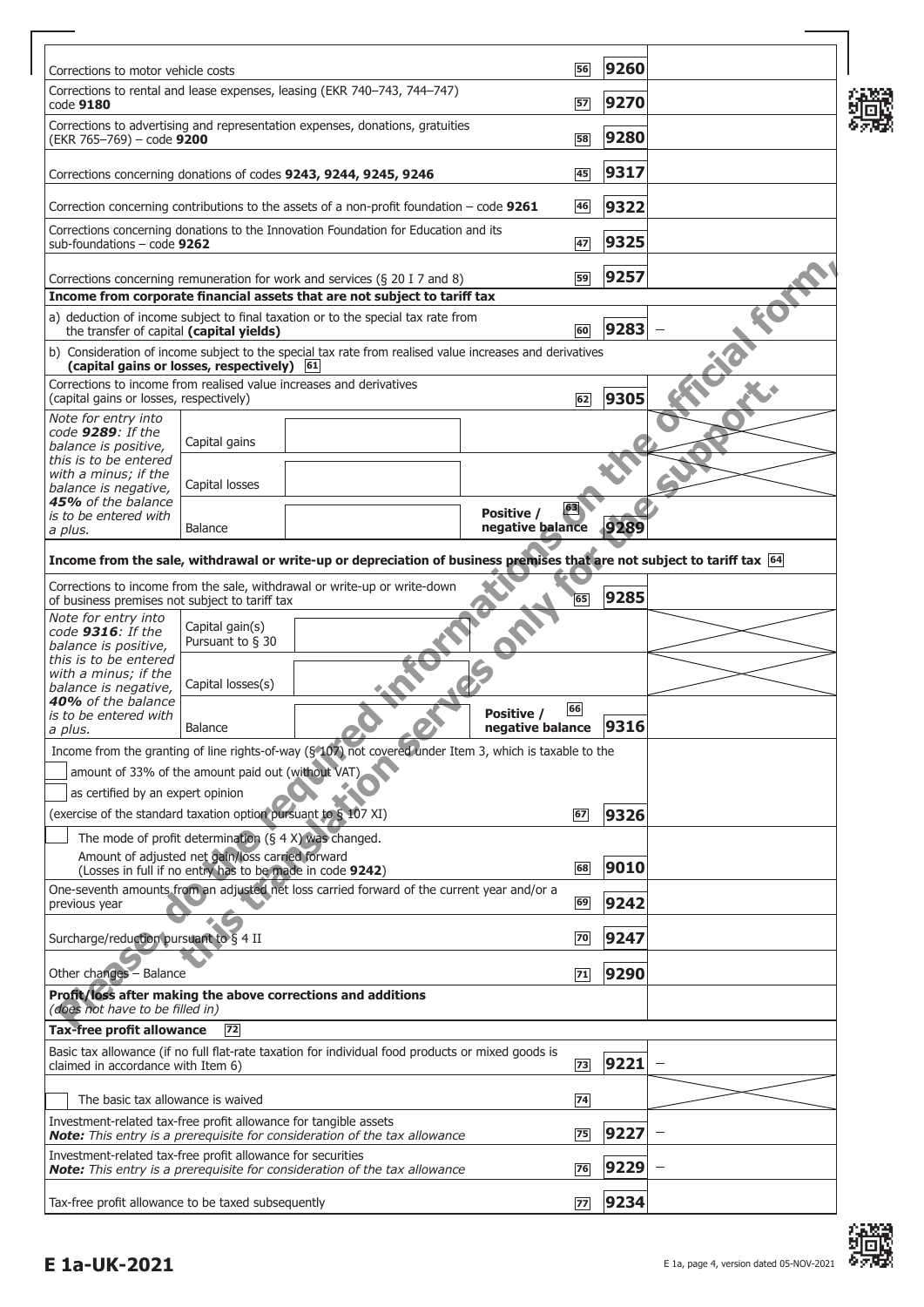| Description | Line | Code | Amount |
|---|---|---|---|
| Corrections to motor vehicle costs | 56 | **9260** | |
| Corrections to rental and lease expenses, leasing (EKR 740–743, 744–747) code **9180** | 57 | **9270** | |
| Corrections to advertising and representation expenses, donations, gratuities (EKR 765–769) – code **9200** | 58 | **9280** | |
| Corrections concerning donations of codes **9243, 9244, 9245, 9246** | 45 | **9317** | |
| Correction concerning contributions to the assets of a non-profit foundation – code **9261** | 46 | **9322** | |
| Corrections concerning donations to the Innovation Foundation for Education and its sub-foundations – code **9262** | 47 | **9325** | |
| Corrections concerning remuneration for work and services (§ 20 I 7 and 8) | 59 | **9257** | |
| **Income from corporate financial assets that are not subject to tariff tax** | | | |
| a) deduction of income subject to final taxation or to the special tax rate from the transfer of capital **(capital yields)** | 60 | **9283** | – |
| b) Consideration of income subject to the special tax rate from realised value increases and derivatives **(capital gains or losses, respectively)** | 61 | | |
| Corrections to income from realised value increases and derivatives (capital gains or losses, respectively) | 62 | **9305** | |

| *Note for entry into code **9289**: If the balance is positive, this is to be entered with a minus; if the balance is negative, **45%** of the balance is to be entered with a plus.* | | | | |
|---|---|---|---|---|
| | Capital gains | | | |
| | Capital losses | | | |
| | Balance | | Positive / negative balance 63 | **9289** |

**Income from the sale, withdrawal or write-up or depreciation of business premises that are not subject to tariff tax** 64

| Description | Line | Code | Amount |
|---|---|---|---|
| Corrections to income from the sale, withdrawal or write-up or write-down of business premises not subject to tariff tax | 65 | **9285** | |

| *Note for entry into code **9316**: If the balance is positive, this is to be entered with a minus; if the balance is negative, **40%** of the balance is to be entered with a plus.* | | | | |
|---|---|---|---|---|
| | Capital gain(s) Pursuant to § 30 | | | |
| | Capital losses(s) | | | |
| | Balance | | Positive / negative balance 66 | **9316** |

| Description | Line | Code | Amount |
|---|---|---|---|
| Income from the granting of line rights-of-way (§ 107) not covered under Item 3, which is taxable to the ☐ amount of 33% of the amount paid out (without VAT) ☐ as certified by an expert opinion (exercise of the standard taxation option pursuant to § 107 XI) | 67 | **9326** | |
| ☐ The mode of profit determination (§ 4 X) was changed. Amount of adjusted net gain/loss carried forward (Losses in full if no entry has to be made in code **9242**) | 68 | **9010** | |
| One-seventh amounts from an adjusted net loss carried forward of the current year and/or a previous year | 69 | **9242** | |
| Surcharge/reduction pursuant to § 4 II | 70 | **9247** | |
| Other changes – Balance | 71 | **9290** | |
| **Profit/loss after making the above corrections and additions** *(does not have to be filled in)* | | | |
| **Tax-free profit allowance** 72 | | | |
| Basic tax allowance (if no full flat-rate taxation for individual food products or mixed goods is claimed in accordance with Item 6) | 73 | **9221** | – |
| ☐ The basic tax allowance is waived | 74 | | |
| Investment-related tax-free profit allowance for tangible assets ***Note:** This entry is a prerequisite for consideration of the tax allowance* | 75 | **9227** | – |
| Investment-related tax-free profit allowance for securities ***Note:** This entry is a prerequisite for consideration of the tax allowance* | 76 | **9229** | – |
| Tax-free profit allowance to be taxed subsequently | 77 | **9234** | |

Please, do the required informations on the official form, this translation serves only for the support.

**E 1a-UK-2021**

E 1a, page 4, version dated 05-NOV-2021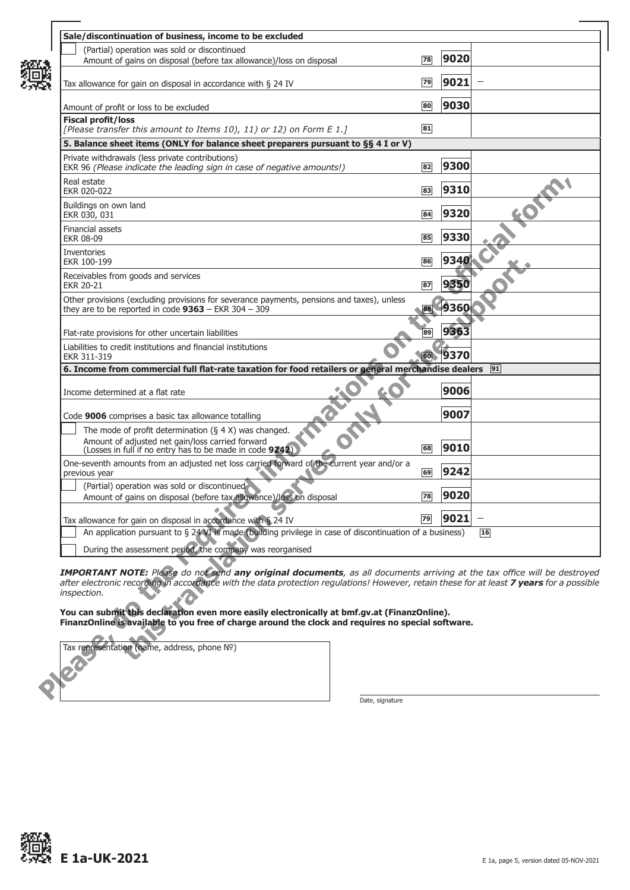| Sale/discontinuation of business, income to be excluded | | | |
|---|---|---|---|
| ☐ (Partial) operation was sold or discontinued<br>Amount of gains on disposal (before tax allowance)/loss on disposal | 78 | 9020 | |
| Tax allowance for gain on disposal in accordance with § 24 IV | 79 | 9021 | – |
| Amount of profit or loss to be excluded | 80 | 9030 | |
| **Fiscal profit/loss**<br>*[Please transfer this amount to Items 10), 11) or 12) on Form E 1.]* | 81 | | |
| **5. Balance sheet items (ONLY for balance sheet preparers pursuant to §§ 4 I or V)** | | | |
| Private withdrawals (less private contributions)<br>EKR 96 *(Please indicate the leading sign in case of negative amounts!)* | 82 | 9300 | |
| Real estate<br>EKR 020-022 | 83 | 9310 | |
| Buildings on own land<br>EKR 030, 031 | 84 | 9320 | |
| Financial assets<br>EKR 08-09 | 85 | 9330 | |
| Inventories<br>EKR 100-199 | 86 | 9340 | |
| Receivables from goods and services<br>EKR 20-21 | 87 | 9350 | |
| Other provisions (excluding provisions for severance payments, pensions and taxes), unless they are to be reported in code **9363** – EKR 304 – 309 | 88 | 9360 | |
| Flat-rate provisions for other uncertain liabilities | 89 | 9363 | |
| Liabilities to credit institutions and financial institutions<br>EKR 311-319 | 90 | 9370 | |
| **6. Income from commercial full flat-rate taxation for food retailers or general merchandise dealers** | | | 91 |
| Income determined at a flat rate | | 9006 | |
| Code **9006** comprises a basic tax allowance totalling | | 9007 | |
| ☐ The mode of profit determination (§ 4 X) was changed.<br>Amount of adjusted net gain/loss carried forward<br>(Losses in full if no entry has to be made in code **9242**) | 68 | 9010 | |
| One-seventh amounts from an adjusted net loss carried forward of the current year and/or a previous year | 69 | 9242 | |
| ☐ (Partial) operation was sold or discontinued<br>Amount of gains on disposal (before tax allowance)/loss on disposal | 78 | 9020 | |
| Tax allowance for gain on disposal in accordance with § 24 IV | 79 | 9021 | – |
| ☐ An application pursuant to § 24 VI is made (building privilege in case of discontinuation of a business) | | | 16 |
| ☐ During the assessment period, the company was reorganised | | | |

***IMPORTANT NOTE:*** *Please do not send* ***any original documents****, as all documents arriving at the tax office will be destroyed after electronic recording in accordance with the data protection regulations! However, retain these for at least* ***7 years*** *for a possible inspection.*

**You can submit this declaration even more easily electronically at bmf.gv.at (FinanzOnline).**
**FinanzOnline is available to you free of charge around the clock and requires no special software.**

Tax representation (name, address, phone №)

Date, signature

Please, do the required informations on the official form, this translation serves only for the support.

**E 1a-UK-2021**

E 1a, page 5, version dated 05-NOV-2021